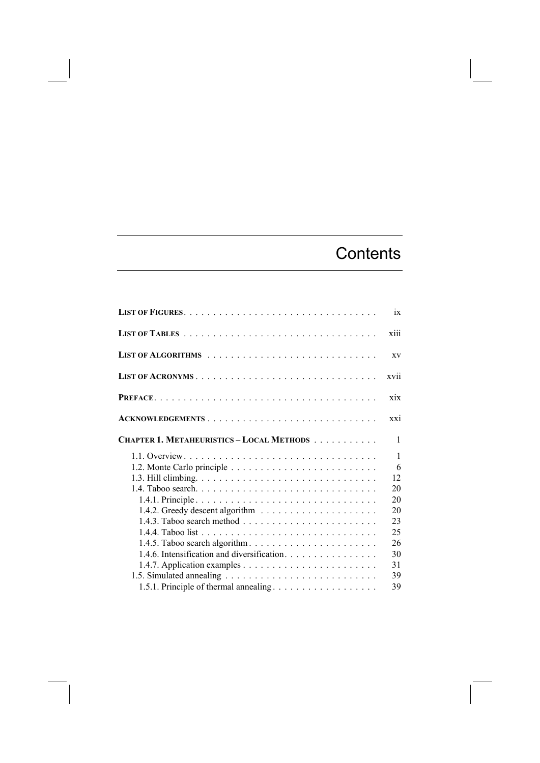# Contents

**List of Figures** . . . . . . . . . . . . . . . . . . . . . . . . . . . . . . . . ix

**List of Tables** . . . . . . . . . . . . . . . . . . . . . . . . . . . . . . . . xiii

**List of Algorithms** . . . . . . . . . . . . . . . . . . . . . . . . . . . . . xv

**List of Acronyms** . . . . . . . . . . . . . . . . . . . . . . . . . . . . . . xvii

**Preface** . . . . . . . . . . . . . . . . . . . . . . . . . . . . . . . . . . . . xix

**Acknowledgements** . . . . . . . . . . . . . . . . . . . . . . . . . . . . xxi

**Chapter 1. Metaheuristics – Local Methods** . . . . . . . . . . . 1

- 1.1. Overview . . . . . . . . . . . . . . . . . . . . . . . . . . . . . . . . 1
- 1.2. Monte Carlo principle . . . . . . . . . . . . . . . . . . . . . . . . . 6
- 1.3. Hill climbing . . . . . . . . . . . . . . . . . . . . . . . . . . . . . . 12
- 1.4. Taboo search . . . . . . . . . . . . . . . . . . . . . . . . . . . . . . 20
  - 1.4.1. Principle . . . . . . . . . . . . . . . . . . . . . . . . . . . . . 20
  - 1.4.2. Greedy descent algorithm . . . . . . . . . . . . . . . . . . . . 20
  - 1.4.3. Taboo search method . . . . . . . . . . . . . . . . . . . . . . . 23
  - 1.4.4. Taboo list . . . . . . . . . . . . . . . . . . . . . . . . . . . . . 25
  - 1.4.5. Taboo search algorithm . . . . . . . . . . . . . . . . . . . . . . 26
  - 1.4.6. Intensification and diversification . . . . . . . . . . . . . . . . 30
  - 1.4.7. Application examples . . . . . . . . . . . . . . . . . . . . . . . 31
- 1.5. Simulated annealing . . . . . . . . . . . . . . . . . . . . . . . . . . 39
  - 1.5.1. Principle of thermal annealing . . . . . . . . . . . . . . . . . . 39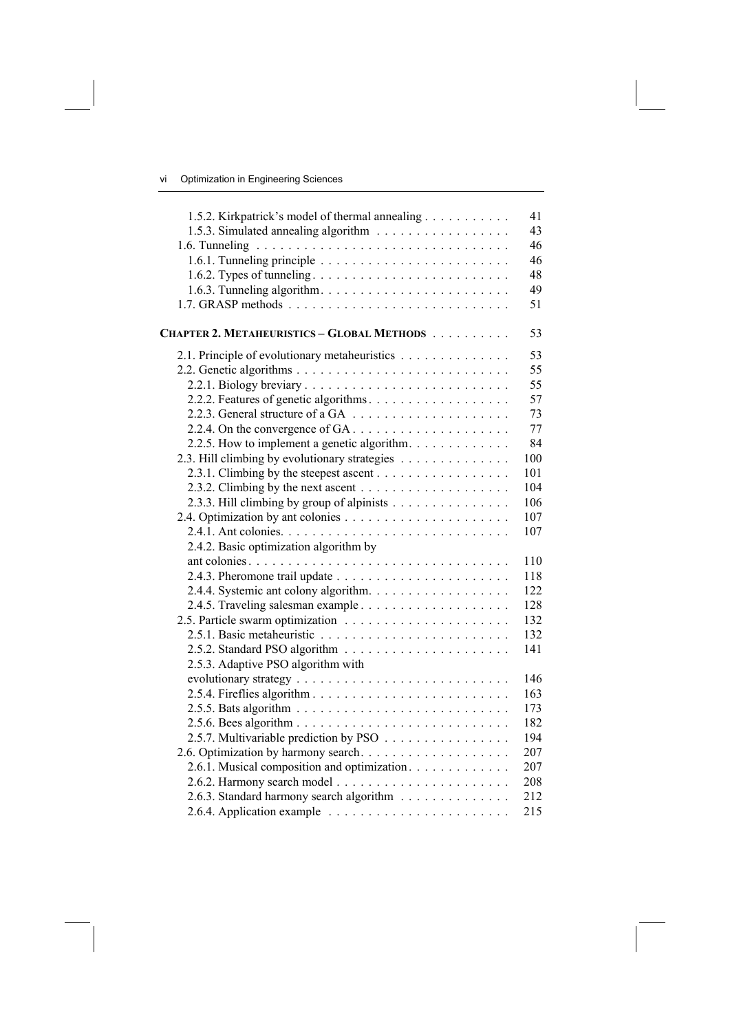1.5.2. Kirkpatrick's model of thermal annealing . . . . . . . . . . . 41
1.5.3. Simulated annealing algorithm . . . . . . . . . . . . . . . . . 43
1.6. Tunneling . . . . . . . . . . . . . . . . . . . . . . . . . . . . . . . . 46
1.6.1. Tunneling principle . . . . . . . . . . . . . . . . . . . . . . . . 46
1.6.2. Types of tunneling . . . . . . . . . . . . . . . . . . . . . . . . . 48
1.6.3. Tunneling algorithm . . . . . . . . . . . . . . . . . . . . . . . . 49
1.7. GRASP methods . . . . . . . . . . . . . . . . . . . . . . . . . . . . 51

**CHAPTER 2. METAHEURISTICS – GLOBAL METHODS** . . . . . . . . . . 53

2.1. Principle of evolutionary metaheuristics . . . . . . . . . . . . . . 53
2.2. Genetic algorithms . . . . . . . . . . . . . . . . . . . . . . . . . . . 55
2.2.1. Biology breviary . . . . . . . . . . . . . . . . . . . . . . . . . . 55
2.2.2. Features of genetic algorithms . . . . . . . . . . . . . . . . . . 57
2.2.3. General structure of a GA . . . . . . . . . . . . . . . . . . . . 73
2.2.4. On the convergence of GA . . . . . . . . . . . . . . . . . . . . 77
2.2.5. How to implement a genetic algorithm . . . . . . . . . . . . . 84
2.3. Hill climbing by evolutionary strategies . . . . . . . . . . . . . . 100
2.3.1. Climbing by the steepest ascent . . . . . . . . . . . . . . . . . 101
2.3.2. Climbing by the next ascent . . . . . . . . . . . . . . . . . . . 104
2.3.3. Hill climbing by group of alpinists . . . . . . . . . . . . . . . 106
2.4. Optimization by ant colonies . . . . . . . . . . . . . . . . . . . . . 107
2.4.1. Ant colonies . . . . . . . . . . . . . . . . . . . . . . . . . . . . . 107
2.4.2. Basic optimization algorithm by ant colonies . . . . . . . . . . 110
2.4.3. Pheromone trail update . . . . . . . . . . . . . . . . . . . . . . 118
2.4.4. Systemic ant colony algorithm . . . . . . . . . . . . . . . . . . 122
2.4.5. Traveling salesman example . . . . . . . . . . . . . . . . . . . 128
2.5. Particle swarm optimization . . . . . . . . . . . . . . . . . . . . . 132
2.5.1. Basic metaheuristic . . . . . . . . . . . . . . . . . . . . . . . . 132
2.5.2. Standard PSO algorithm . . . . . . . . . . . . . . . . . . . . . 141
2.5.3. Adaptive PSO algorithm with evolutionary strategy . . . . . . 146
2.5.4. Fireflies algorithm . . . . . . . . . . . . . . . . . . . . . . . . . 163
2.5.5. Bats algorithm . . . . . . . . . . . . . . . . . . . . . . . . . . . 173
2.5.6. Bees algorithm . . . . . . . . . . . . . . . . . . . . . . . . . . . 182
2.5.7. Multivariable prediction by PSO . . . . . . . . . . . . . . . . . 194
2.6. Optimization by harmony search . . . . . . . . . . . . . . . . . . . 207
2.6.1. Musical composition and optimization . . . . . . . . . . . . . 207
2.6.2. Harmony search model . . . . . . . . . . . . . . . . . . . . . . 208
2.6.3. Standard harmony search algorithm . . . . . . . . . . . . . . . 212
2.6.4. Application example . . . . . . . . . . . . . . . . . . . . . . . . 215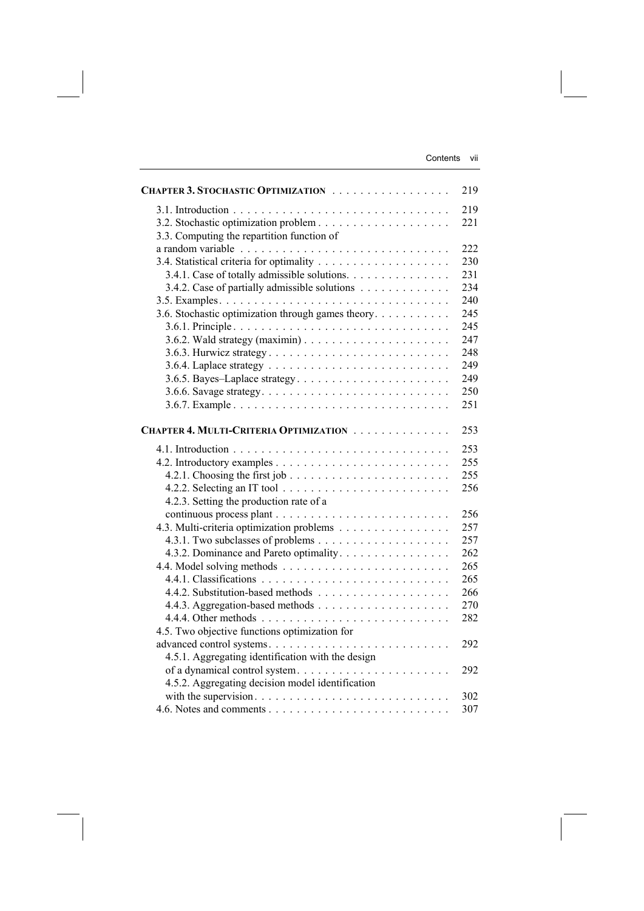**CHAPTER 3. STOCHASTIC OPTIMIZATION** . . . . . . . . . . . . . . . . . 219

- 3.1. Introduction . . . . . . . . . . . . . . . . . . . . . . . . . . . . . . . 219
- 3.2. Stochastic optimization problem . . . . . . . . . . . . . . . . . . . 221
- 3.3. Computing the repartition function of a random variable . . . . . . . . . . . . . . . . . . . . . . . . . . . . . . 222
- 3.4. Statistical criteria for optimality . . . . . . . . . . . . . . . . . . . 230
  - 3.4.1. Case of totally admissible solutions. . . . . . . . . . . . . . . 231
  - 3.4.2. Case of partially admissible solutions . . . . . . . . . . . . . 234
- 3.5. Examples. . . . . . . . . . . . . . . . . . . . . . . . . . . . . . . . 240
- 3.6. Stochastic optimization through games theory. . . . . . . . . . . 245
  - 3.6.1. Principle . . . . . . . . . . . . . . . . . . . . . . . . . . . . . . 245
  - 3.6.2. Wald strategy (maximin) . . . . . . . . . . . . . . . . . . . . . 247
  - 3.6.3. Hurwicz strategy . . . . . . . . . . . . . . . . . . . . . . . . . . 248
  - 3.6.4. Laplace strategy . . . . . . . . . . . . . . . . . . . . . . . . . . 249
  - 3.6.5. Bayes–Laplace strategy . . . . . . . . . . . . . . . . . . . . . . 249
  - 3.6.6. Savage strategy. . . . . . . . . . . . . . . . . . . . . . . . . . . 250
  - 3.6.7. Example . . . . . . . . . . . . . . . . . . . . . . . . . . . . . . 251

**CHAPTER 4. MULTI-CRITERIA OPTIMIZATION** . . . . . . . . . . . . . . 253

- 4.1. Introduction . . . . . . . . . . . . . . . . . . . . . . . . . . . . . . . 253
- 4.2. Introductory examples . . . . . . . . . . . . . . . . . . . . . . . . . 255
  - 4.2.1. Choosing the first job . . . . . . . . . . . . . . . . . . . . . . . 255
  - 4.2.2. Selecting an IT tool . . . . . . . . . . . . . . . . . . . . . . . . 256
  - 4.2.3. Setting the production rate of a continuous process plant . . . . . . . . . . . . . . . . . . . . . . . . . 256
- 4.3. Multi-criteria optimization problems . . . . . . . . . . . . . . . . 257
  - 4.3.1. Two subclasses of problems . . . . . . . . . . . . . . . . . . . 257
  - 4.3.2. Dominance and Pareto optimality. . . . . . . . . . . . . . . . 262
- 4.4. Model solving methods . . . . . . . . . . . . . . . . . . . . . . . . 265
  - 4.4.1. Classifications . . . . . . . . . . . . . . . . . . . . . . . . . . . 265
  - 4.4.2. Substitution-based methods . . . . . . . . . . . . . . . . . . . 266
  - 4.4.3. Aggregation-based methods . . . . . . . . . . . . . . . . . . . 270
  - 4.4.4. Other methods . . . . . . . . . . . . . . . . . . . . . . . . . . . 282
- 4.5. Two objective functions optimization for advanced control systems. . . . . . . . . . . . . . . . . . . . . . . . . . 292
  - 4.5.1. Aggregating identification with the design of a dynamical control system. . . . . . . . . . . . . . . . . . . . . . 292
  - 4.5.2. Aggregating decision model identification with the supervision. . . . . . . . . . . . . . . . . . . . . . . . . . . . 302
- 4.6. Notes and comments . . . . . . . . . . . . . . . . . . . . . . . . . . 307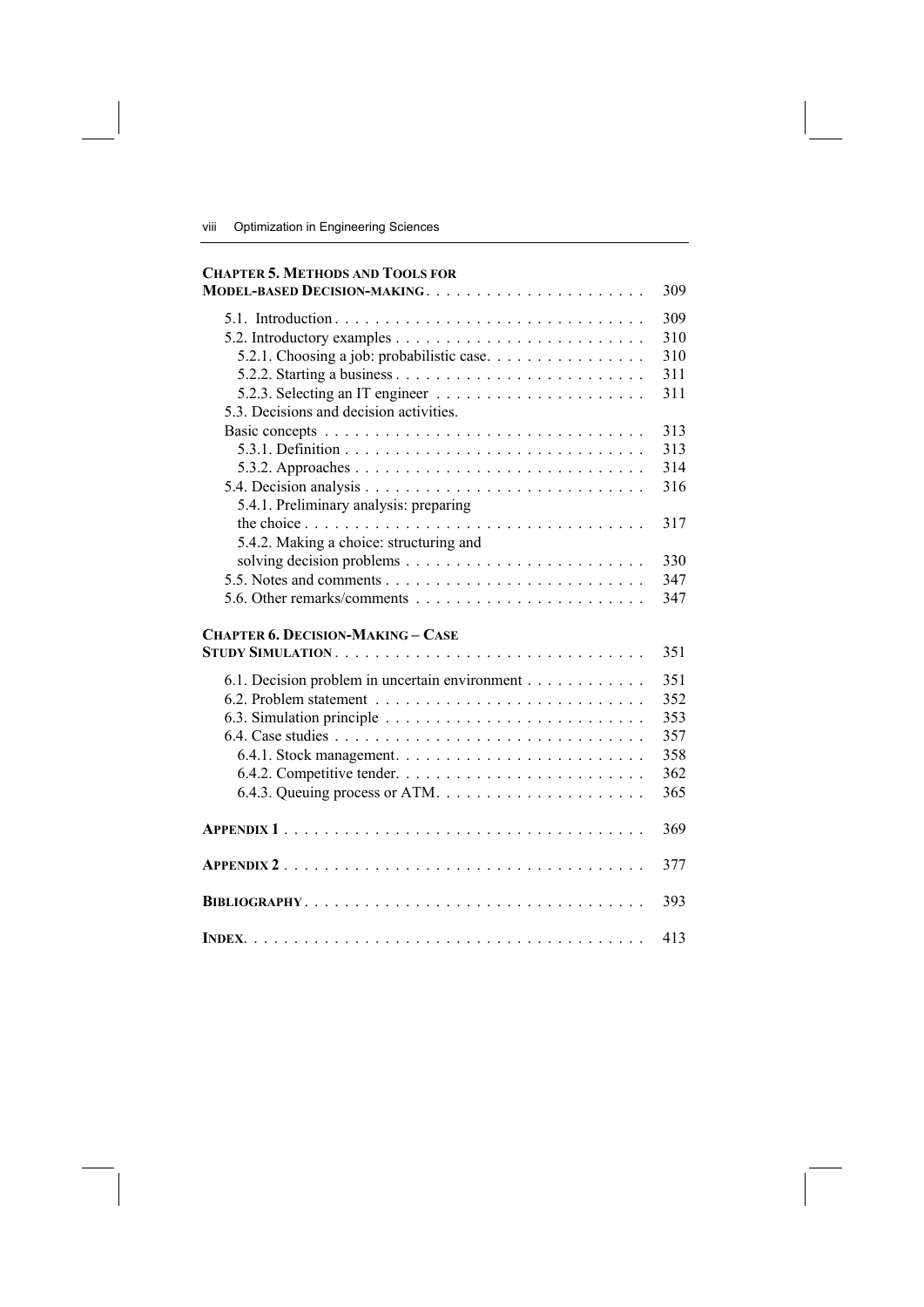**CHAPTER 5. METHODS AND TOOLS FOR MODEL-BASED DECISION-MAKING** . . . . . . . . . . . . . . . . . . . . . . 309

5.1. Introduction . . . . . . . . . . . . . . . . . . . . . . . . . . . . . . 309
5.2. Introductory examples . . . . . . . . . . . . . . . . . . . . . . . . . 310
5.2.1. Choosing a job: probabilistic case. . . . . . . . . . . . . . . . 310
5.2.2. Starting a business . . . . . . . . . . . . . . . . . . . . . . . . . 311
5.2.3. Selecting an IT engineer . . . . . . . . . . . . . . . . . . . . . 311
5.3. Decisions and decision activities. Basic concepts . . . . . . . . . . . . . . . . . . . . . . . . . . . . . . . 313
5.3.1. Definition . . . . . . . . . . . . . . . . . . . . . . . . . . . . . . 313
5.3.2. Approaches . . . . . . . . . . . . . . . . . . . . . . . . . . . . . 314
5.4. Decision analysis . . . . . . . . . . . . . . . . . . . . . . . . . . . . 316
5.4.1. Preliminary analysis: preparing the choice . . . . . . . . . . . . . . . . . . . . . . . . . . . . . . . . . . 317
5.4.2. Making a choice: structuring and solving decision problems . . . . . . . . . . . . . . . . . . . . . . . . 330
5.5. Notes and comments . . . . . . . . . . . . . . . . . . . . . . . . . . 347
5.6. Other remarks/comments . . . . . . . . . . . . . . . . . . . . . . . 347

**CHAPTER 6. DECISION-MAKING – CASE STUDY SIMULATION** . . . . . . . . . . . . . . . . . . . . . . . . . . . . . . . 351

6.1. Decision problem in uncertain environment . . . . . . . . . . . . 351
6.2. Problem statement . . . . . . . . . . . . . . . . . . . . . . . . . . . 352
6.3. Simulation principle . . . . . . . . . . . . . . . . . . . . . . . . . . 353
6.4. Case studies . . . . . . . . . . . . . . . . . . . . . . . . . . . . . . . 357
6.4.1. Stock management. . . . . . . . . . . . . . . . . . . . . . . . . 358
6.4.2. Competitive tender. . . . . . . . . . . . . . . . . . . . . . . . . 362
6.4.3. Queuing process or ATM. . . . . . . . . . . . . . . . . . . . . 365

**APPENDIX 1** . . . . . . . . . . . . . . . . . . . . . . . . . . . . . . . . . . . 369

**APPENDIX 2** . . . . . . . . . . . . . . . . . . . . . . . . . . . . . . . . . . . 377

**BIBLIOGRAPHY** . . . . . . . . . . . . . . . . . . . . . . . . . . . . . . . . . 393

**INDEX** . . . . . . . . . . . . . . . . . . . . . . . . . . . . . . . . . . . . . . 413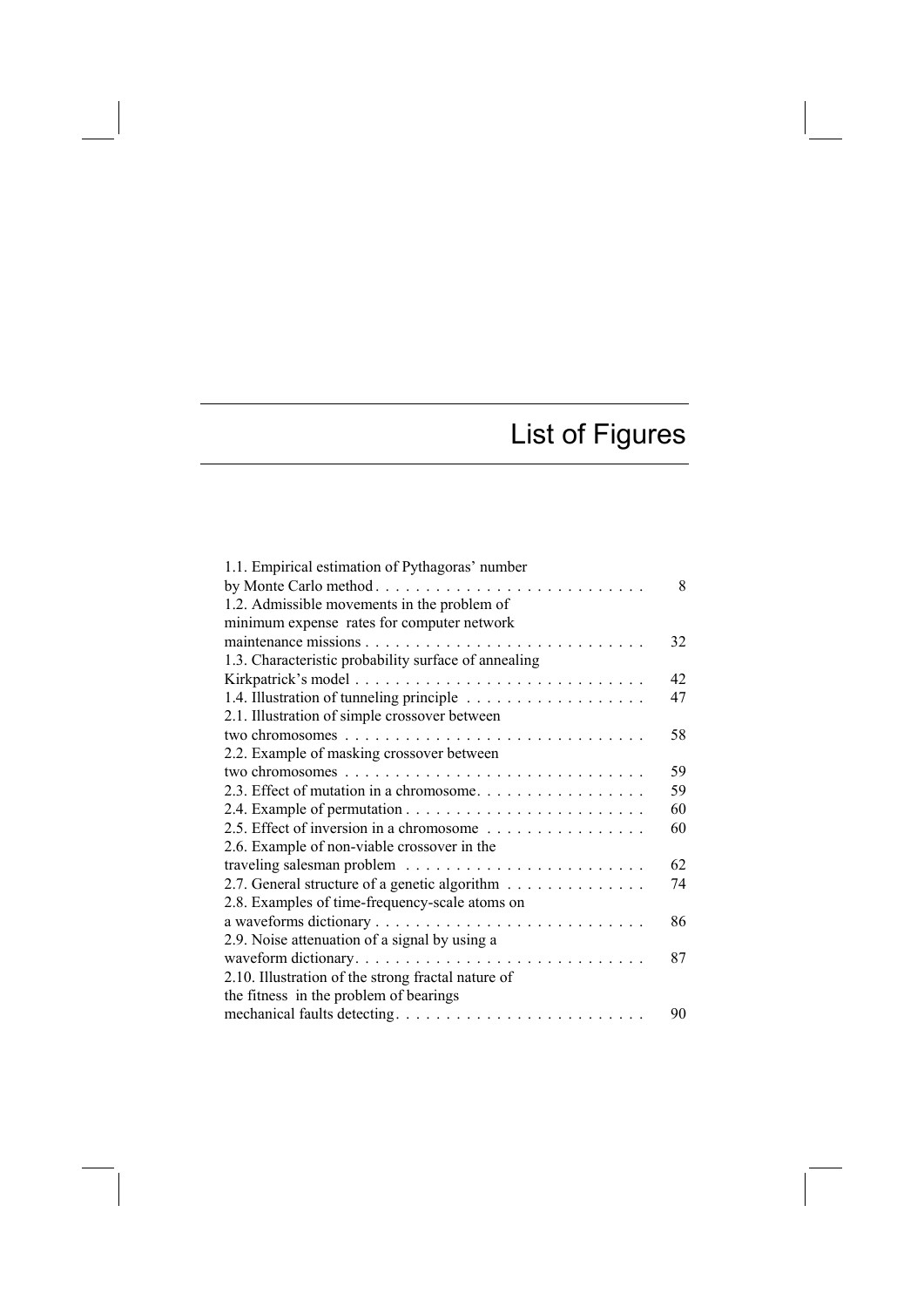# List of Figures

1.1. Empirical estimation of Pythagoras' number by Monte Carlo method . . . . . . . . . . . . . . . . . . . . . . . . . . . 8
1.2. Admissible movements in the problem of minimum expense rates for computer network maintenance missions . . . . . . . . . . . . . . . . . . . . . . . . . . . . 32
1.3. Characteristic probability surface of annealing Kirkpatrick's model . . . . . . . . . . . . . . . . . . . . . . . . . . . . . 42
1.4. Illustration of tunneling principle . . . . . . . . . . . . . . . . . . 47
2.1. Illustration of simple crossover between two chromosomes . . . . . . . . . . . . . . . . . . . . . . . . . . . . . . 58
2.2. Example of masking crossover between two chromosomes . . . . . . . . . . . . . . . . . . . . . . . . . . . . . . 59
2.3. Effect of mutation in a chromosome. . . . . . . . . . . . . . . . . 59
2.4. Example of permutation . . . . . . . . . . . . . . . . . . . . . . . . 60
2.5. Effect of inversion in a chromosome . . . . . . . . . . . . . . . . 60
2.6. Example of non-viable crossover in the traveling salesman problem . . . . . . . . . . . . . . . . . . . . . . . . 62
2.7. General structure of a genetic algorithm . . . . . . . . . . . . . . 74
2.8. Examples of time-frequency-scale atoms on a waveforms dictionary . . . . . . . . . . . . . . . . . . . . . . . . . . . 86
2.9. Noise attenuation of a signal by using a waveform dictionary. . . . . . . . . . . . . . . . . . . . . . . . . . . . . 87
2.10. Illustration of the strong fractal nature of the fitness in the problem of bearings mechanical faults detecting. . . . . . . . . . . . . . . . . . . . . . . . . 90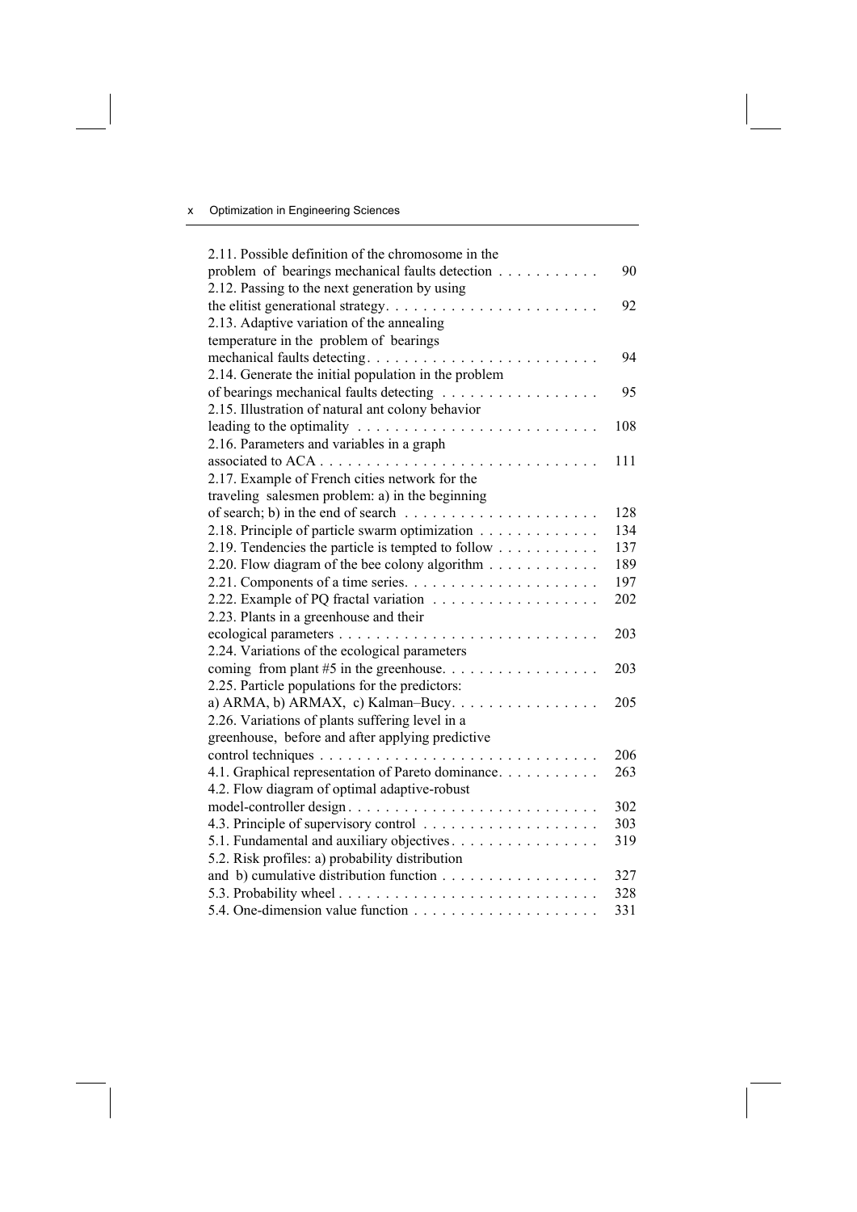2.11. Possible definition of the chromosome in the problem of bearings mechanical faults detection . . . . . . . . . . . 90
2.12. Passing to the next generation by using the elitist generational strategy. . . . . . . . . . . . . . . . . . . . . . . . 92
2.13. Adaptive variation of the annealing temperature in the problem of bearings mechanical faults detecting. . . . . . . . . . . . . . . . . . . . . . . . . . 94
2.14. Generate the initial population in the problem of bearings mechanical faults detecting . . . . . . . . . . . . . . . . . 95
2.15. Illustration of natural ant colony behavior leading to the optimality . . . . . . . . . . . . . . . . . . . . . . . . . . 108
2.16. Parameters and variables in a graph associated to ACA . . . . . . . . . . . . . . . . . . . . . . . . . . . . . . 111
2.17. Example of French cities network for the traveling salesmen problem: a) in the beginning of search; b) in the end of search . . . . . . . . . . . . . . . . . . . . . 128
2.18. Principle of particle swarm optimization . . . . . . . . . . . . . 134
2.19. Tendencies the particle is tempted to follow . . . . . . . . . . . 137
2.20. Flow diagram of the bee colony algorithm . . . . . . . . . . . . 189
2.21. Components of a time series. . . . . . . . . . . . . . . . . . . . . 197
2.22. Example of PQ fractal variation . . . . . . . . . . . . . . . . . . 202
2.23. Plants in a greenhouse and their ecological parameters . . . . . . . . . . . . . . . . . . . . . . . . . . . . 203
2.24. Variations of the ecological parameters coming from plant #5 in the greenhouse. . . . . . . . . . . . . . . . . 203
2.25. Particle populations for the predictors: a) ARMA, b) ARMAX, c) Kalman–Bucy. . . . . . . . . . . . . . . . 205
2.26. Variations of plants suffering level in a greenhouse, before and after applying predictive control techniques . . . . . . . . . . . . . . . . . . . . . . . . . . . . . . 206
4.1. Graphical representation of Pareto dominance. . . . . . . . . . . 263
4.2. Flow diagram of optimal adaptive-robust model-controller design . . . . . . . . . . . . . . . . . . . . . . . . . . . 302
4.3. Principle of supervisory control . . . . . . . . . . . . . . . . . . . 303
5.1. Fundamental and auxiliary objectives. . . . . . . . . . . . . . . . 319
5.2. Risk profiles: a) probability distribution and b) cumulative distribution function . . . . . . . . . . . . . . . . . 327
5.3. Probability wheel . . . . . . . . . . . . . . . . . . . . . . . . . . . . 328
5.4. One-dimension value function . . . . . . . . . . . . . . . . . . . . 331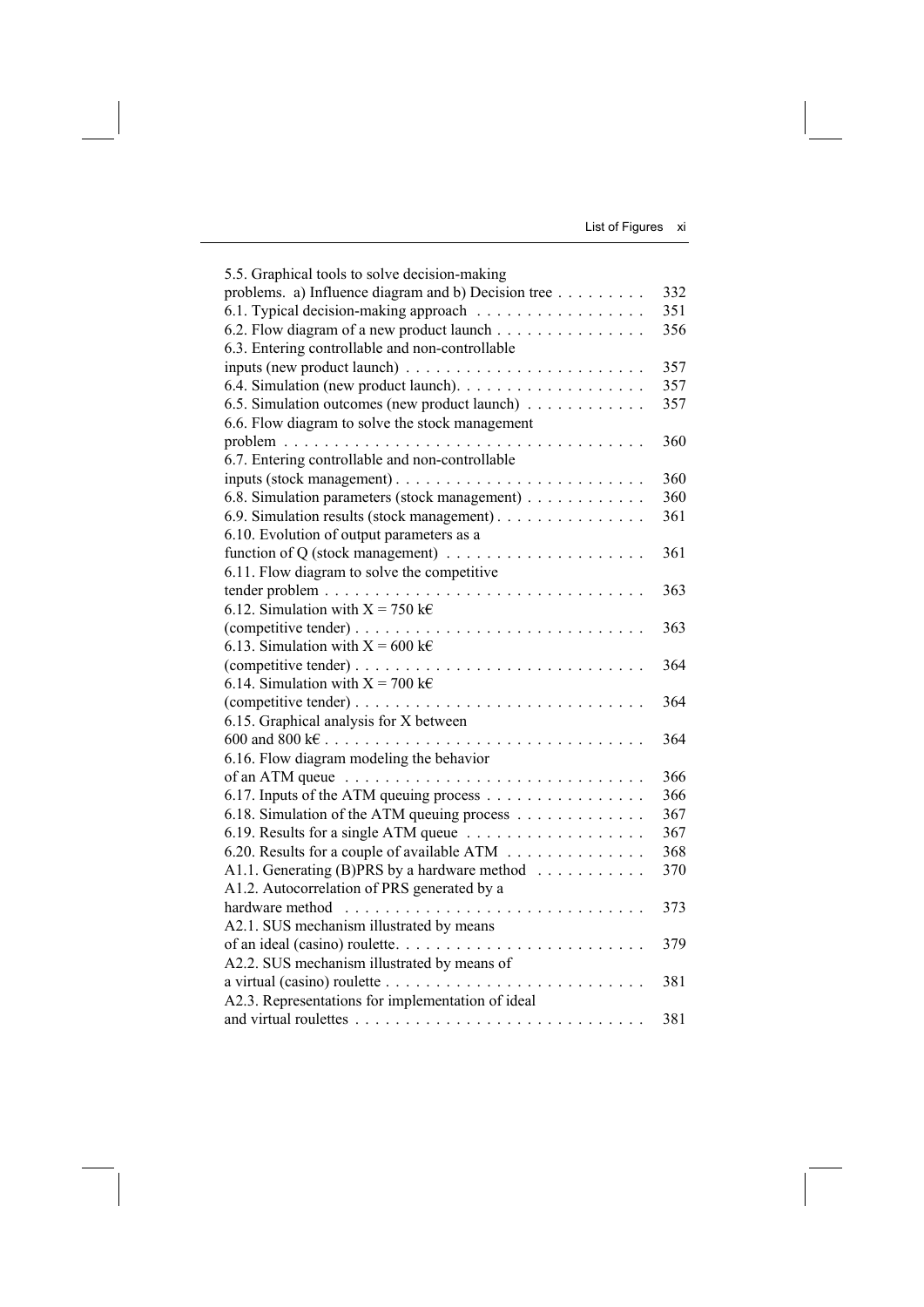5.5. Graphical tools to solve decision-making problems. a) Influence diagram and b) Decision tree . . . . . . . . . 332
6.1. Typical decision-making approach . . . . . . . . . . . . . . . . . 351
6.2. Flow diagram of a new product launch . . . . . . . . . . . . . . . 356
6.3. Entering controllable and non-controllable inputs (new product launch) . . . . . . . . . . . . . . . . . . . . . . . . 357
6.4. Simulation (new product launch). . . . . . . . . . . . . . . . . . . 357
6.5. Simulation outcomes (new product launch) . . . . . . . . . . . . 357
6.6. Flow diagram to solve the stock management problem . . . . . . . . . . . . . . . . . . . . . . . . . . . . . . . . . . . . 360
6.7. Entering controllable and non-controllable inputs (stock management) . . . . . . . . . . . . . . . . . . . . . . . . . 360
6.8. Simulation parameters (stock management) . . . . . . . . . . . . 360
6.9. Simulation results (stock management) . . . . . . . . . . . . . . . 361
6.10. Evolution of output parameters as a function of Q (stock management) . . . . . . . . . . . . . . . . . . . . 361
6.11. Flow diagram to solve the competitive tender problem . . . . . . . . . . . . . . . . . . . . . . . . . . . . . . . . . 363
6.12. Simulation with X = 750 k€ (competitive tender) . . . . . . . . . . . . . . . . . . . . . . . . . . . . . 363
6.13. Simulation with X = 600 k€ (competitive tender) . . . . . . . . . . . . . . . . . . . . . . . . . . . . . 364
6.14. Simulation with X = 700 k€ (competitive tender) . . . . . . . . . . . . . . . . . . . . . . . . . . . . . 364
6.15. Graphical analysis for X between 600 and 800 k€ . . . . . . . . . . . . . . . . . . . . . . . . . . . . . . . . 364
6.16. Flow diagram modeling the behavior of an ATM queue . . . . . . . . . . . . . . . . . . . . . . . . . . . . . . 366
6.17. Inputs of the ATM queuing process . . . . . . . . . . . . . . . . 366
6.18. Simulation of the ATM queuing process . . . . . . . . . . . . . 367
6.19. Results for a single ATM queue . . . . . . . . . . . . . . . . . . 367
6.20. Results for a couple of available ATM . . . . . . . . . . . . . . 368
A1.1. Generating (B)PRS by a hardware method . . . . . . . . . . . 370
A1.2. Autocorrelation of PRS generated by a hardware method . . . . . . . . . . . . . . . . . . . . . . . . . . . . . . 373
A2.1. SUS mechanism illustrated by means of an ideal (casino) roulette. . . . . . . . . . . . . . . . . . . . . . . . . . 379
A2.2. SUS mechanism illustrated by means of a virtual (casino) roulette . . . . . . . . . . . . . . . . . . . . . . . . . . 381
A2.3. Representations for implementation of ideal and virtual roulettes . . . . . . . . . . . . . . . . . . . . . . . . . . . . . 381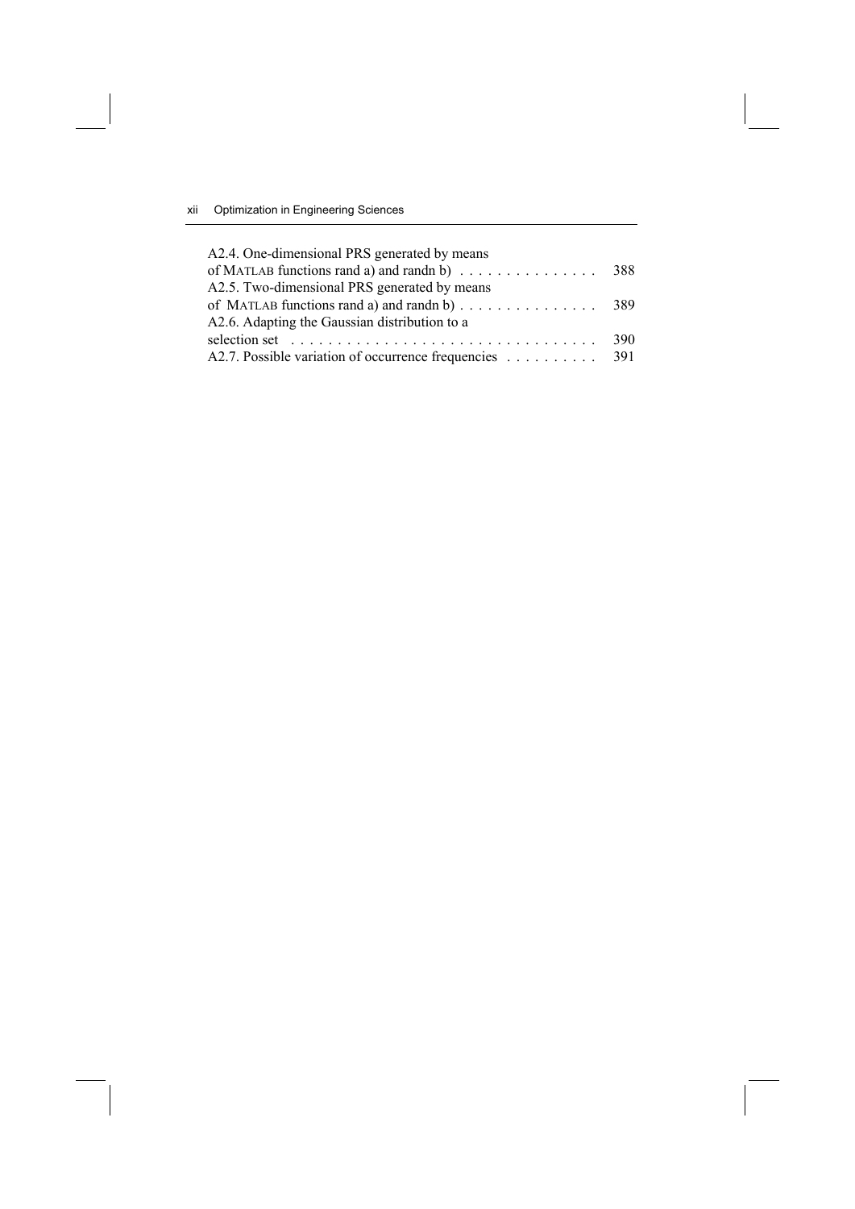A2.4. One-dimensional PRS generated by means of MATLAB functions rand a) and randn b) . . . . . . . . . . . . . . . 388

A2.5. Two-dimensional PRS generated by means of MATLAB functions rand a) and randn b) . . . . . . . . . . . . . . . 389

A2.6. Adapting the Gaussian distribution to a selection set . . . . . . . . . . . . . . . . . . . . . . . . . . . . . . . . . 390

A2.7. Possible variation of occurrence frequencies . . . . . . . . . . 391